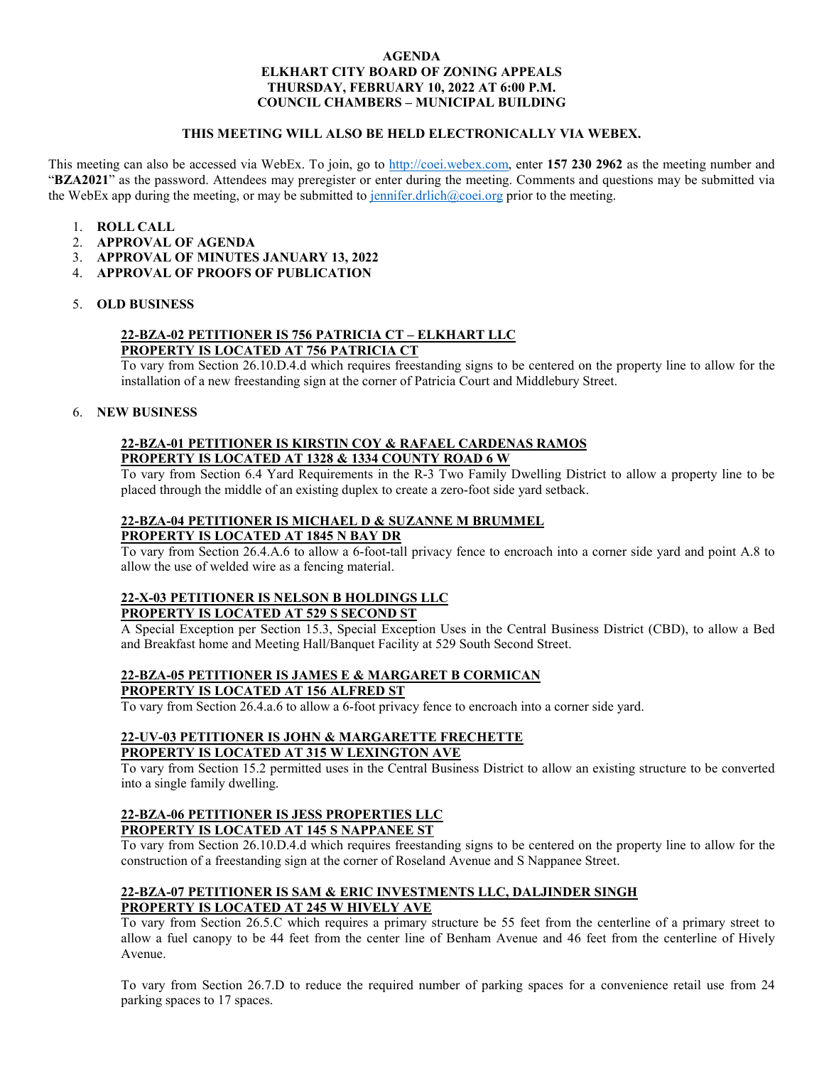**AGENDA**
**ELKHART CITY BOARD OF ZONING APPEALS**
**THURSDAY, FEBRUARY 10, 2022 AT 6:00 P.M.**
**COUNCIL CHAMBERS – MUNICIPAL BUILDING**

**THIS MEETING WILL ALSO BE HELD ELECTRONICALLY VIA WEBEX.**

This meeting can also be accessed via WebEx. To join, go to http://coei.webex.com, enter **157 230 2962** as the meeting number and "**BZA2021**" as the password. Attendees may preregister or enter during the meeting. Comments and questions may be submitted via the WebEx app during the meeting, or may be submitted to jennifer.drlich@coei.org prior to the meeting.

1. **ROLL CALL**
2. **APPROVAL OF AGENDA**
3. **APPROVAL OF MINUTES JANUARY 13, 2022**
4. **APPROVAL OF PROOFS OF PUBLICATION**

5. **OLD BUSINESS**

**22-BZA-02 PETITIONER IS 756 PATRICIA CT – ELKHART LLC**
**PROPERTY IS LOCATED AT 756 PATRICIA CT**
To vary from Section 26.10.D.4.d which requires freestanding signs to be centered on the property line to allow for the installation of a new freestanding sign at the corner of Patricia Court and Middlebury Street.

6. **NEW BUSINESS**

**22-BZA-01 PETITIONER IS KIRSTIN COY & RAFAEL CARDENAS RAMOS**
**PROPERTY IS LOCATED AT 1328 & 1334 COUNTY ROAD 6 W**
To vary from Section 6.4 Yard Requirements in the R-3 Two Family Dwelling District to allow a property line to be placed through the middle of an existing duplex to create a zero-foot side yard setback.

**22-BZA-04 PETITIONER IS MICHAEL D & SUZANNE M BRUMMEL**
**PROPERTY IS LOCATED AT 1845 N BAY DR**
To vary from Section 26.4.A.6 to allow a 6-foot-tall privacy fence to encroach into a corner side yard and point A.8 to allow the use of welded wire as a fencing material.

**22-X-03 PETITIONER IS NELSON B HOLDINGS LLC**
**PROPERTY IS LOCATED AT 529 S SECOND ST**
A Special Exception per Section 15.3, Special Exception Uses in the Central Business District (CBD), to allow a Bed and Breakfast home and Meeting Hall/Banquet Facility at 529 South Second Street.

**22-BZA-05 PETITIONER IS JAMES E & MARGARET B CORMICAN**
**PROPERTY IS LOCATED AT 156 ALFRED ST**
To vary from Section 26.4.a.6 to allow a 6-foot privacy fence to encroach into a corner side yard.

**22-UV-03 PETITIONER IS JOHN & MARGARETTE FRECHETTE**
**PROPERTY IS LOCATED AT 315 W LEXINGTON AVE**
To vary from Section 15.2 permitted uses in the Central Business District to allow an existing structure to be converted into a single family dwelling.

**22-BZA-06 PETITIONER IS JESS PROPERTIES LLC**
**PROPERTY IS LOCATED AT 145 S NAPPANEE ST**
To vary from Section 26.10.D.4.d which requires freestanding signs to be centered on the property line to allow for the construction of a freestanding sign at the corner of Roseland Avenue and S Nappanee Street.

**22-BZA-07 PETITIONER IS SAM & ERIC INVESTMENTS LLC, DALJINDER SINGH**
**PROPERTY IS LOCATED AT 245 W HIVELY AVE**
To vary from Section 26.5.C which requires a primary structure be 55 feet from the centerline of a primary street to allow a fuel canopy to be 44 feet from the center line of Benham Avenue and 46 feet from the centerline of Hively Avenue.

To vary from Section 26.7.D to reduce the required number of parking spaces for a convenience retail use from 24 parking spaces to 17 spaces.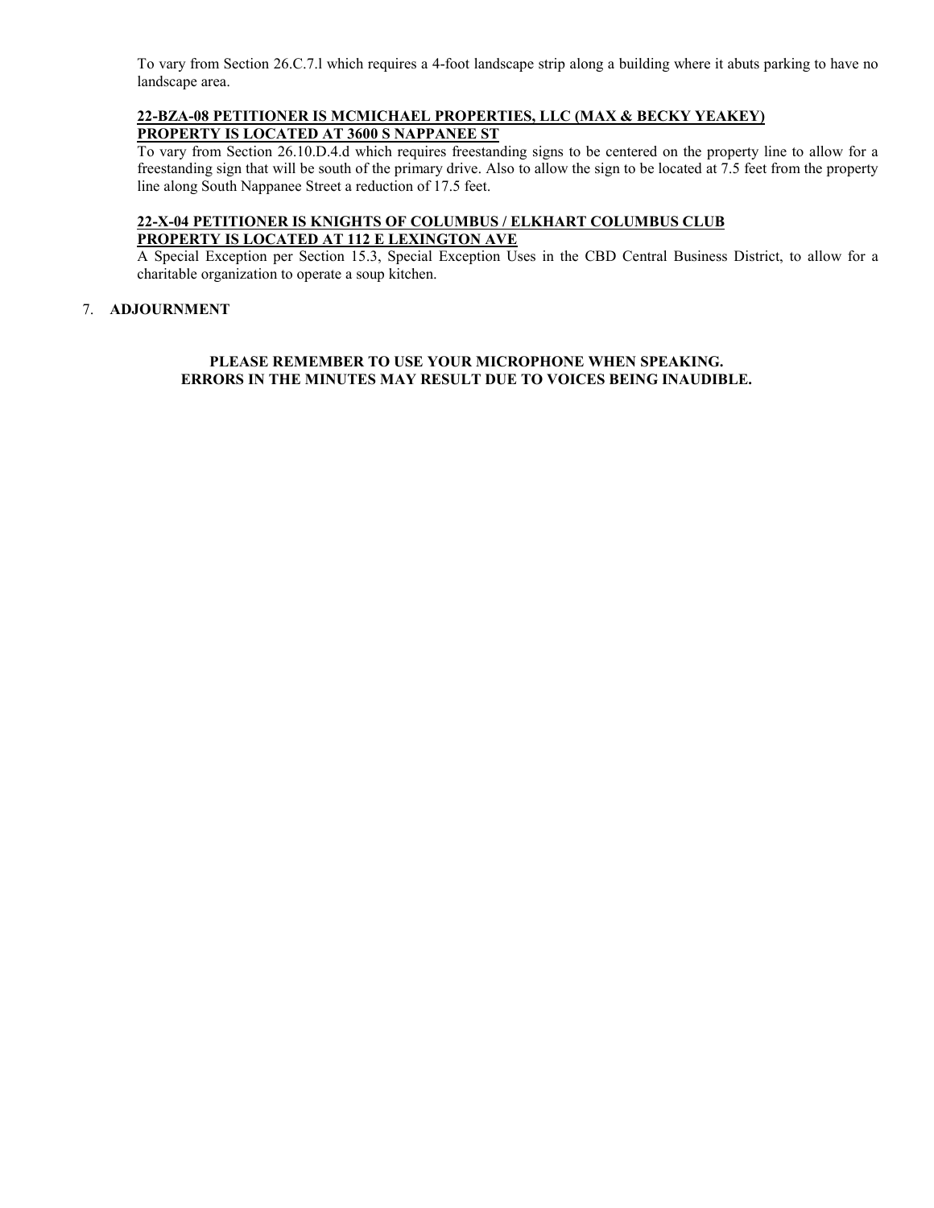To vary from Section 26.C.7.l which requires a 4-foot landscape strip along a building where it abuts parking to have no landscape area.

**22-BZA-08 PETITIONER IS MCMICHAEL PROPERTIES, LLC (MAX & BECKY YEAKEY)**
**PROPERTY IS LOCATED AT 3600 S NAPPANEE ST**

To vary from Section 26.10.D.4.d which requires freestanding signs to be centered on the property line to allow for a freestanding sign that will be south of the primary drive. Also to allow the sign to be located at 7.5 feet from the property line along South Nappanee Street a reduction of 17.5 feet.

**22-X-04 PETITIONER IS KNIGHTS OF COLUMBUS / ELKHART COLUMBUS CLUB**
**PROPERTY IS LOCATED AT 112 E LEXINGTON AVE**

A Special Exception per Section 15.3, Special Exception Uses in the CBD Central Business District, to allow for a charitable organization to operate a soup kitchen.

7. **ADJOURNMENT**

**PLEASE REMEMBER TO USE YOUR MICROPHONE WHEN SPEAKING.**
**ERRORS IN THE MINUTES MAY RESULT DUE TO VOICES BEING INAUDIBLE.**